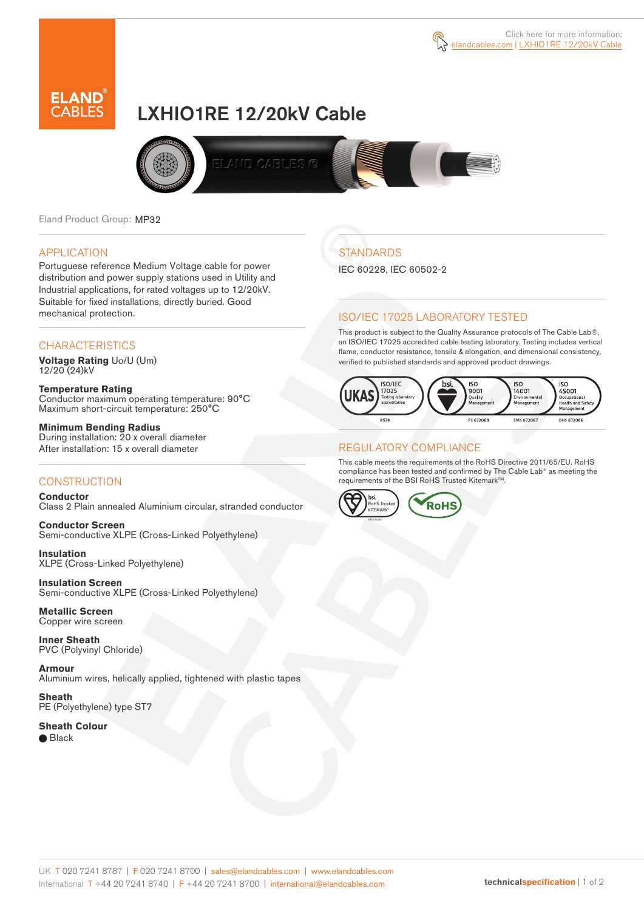Click here for more information: elandcables.com | LXHIO1RE 12/20kV Cable

# LXHIO1RE 12/20kV Cable

Eland Product Group: MP32

## APPLICATION

Portuguese reference Medium Voltage cable for power distribution and power supply stations used in Utility and Industrial applications, for rated voltages up to 12/20kV. Suitable for fixed installations, directly buried. Good mechanical protection.

## CHARACTERISTICS

**Voltage Rating** Uo/U (Um)
12/20 (24)kV

**Temperature Rating**
Conductor maximum operating temperature: 90°C
Maximum short-circuit temperature: 250°C

**Minimum Bending Radius**
During installation: 20 x overall diameter
After installation: 15 x overall diameter

## CONSTRUCTION

**Conductor**
Class 2 Plain annealed Aluminium circular, stranded conductor

**Conductor Screen**
Semi-conductive XLPE (Cross-Linked Polyethylene)

**Insulation**
XLPE (Cross-Linked Polyethylene)

**Insulation Screen**
Semi-conductive XLPE (Cross-Linked Polyethylene)

**Metallic Screen**
Copper wire screen

**Inner Sheath**
PVC (Polyvinyl Chloride)

**Armour**
Aluminium wires, helically applied, tightened with plastic tapes

**Sheath**
PE (Polyethylene) type ST7

**Sheath Colour**
● Black

## STANDARDS

IEC 60228, IEC 60502-2

## ISO/IEC 17025 LABORATORY TESTED

This product is subject to the Quality Assurance protocols of The Cable Lab®, an ISO/IEC 17025 accredited cable testing laboratory. Testing includes vertical flame, conductor resistance, tensile & elongation, and dimensional consistency, verified to published standards and approved product drawings.

UKAS ISO/IEC 17025 Testing laboratory accreditation 8578 | bsi ISO 9001 Quality Management FS 672069 | ISO 14001 Environmental Management EMS 672067 | ISO 45001 Occupational Health and Safety Management OHS 672066

## REGULATORY COMPLIANCE

This cable meets the requirements of the RoHS Directive 2011/65/EU. RoHS compliance has been tested and confirmed by The Cable Lab® as meeting the requirements of the BSI RoHS Trusted Kitemark™.

bsi RoHS Trusted KITEMARK™ | RoHS

UK T 020 7241 8787 | F 020 7241 8700 | sales@elandcables.com | www.elandcables.com
International T +44 20 7241 8740 | F +44 20 7241 8700 | international@elandcables.com

technicalspecification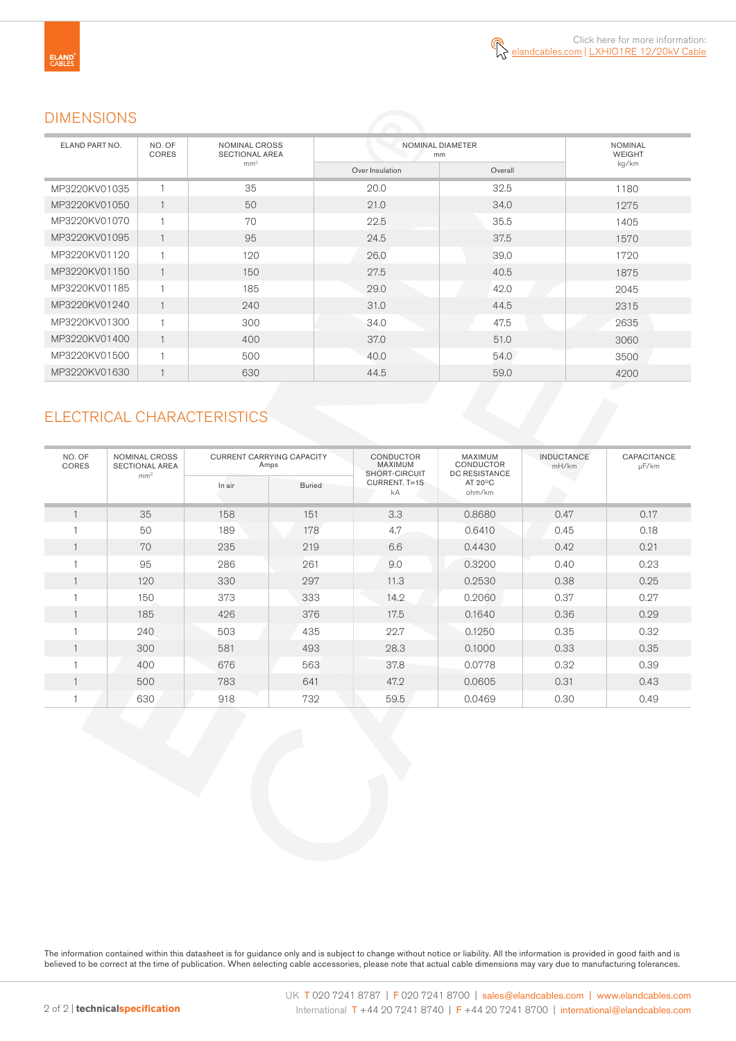Click here for more information: elandcables.com | LXHIO1RE 12/20kV Cable

## DIMENSIONS

| ELAND PART NO. | NO. OF CORES | NOMINAL CROSS SECTIONAL AREA mm² | NOMINAL DIAMETER mm | | NOMINAL WEIGHT kg/km |
|---|---|---|---|---|---|
| | | | Over Insulation | Overall | |
| MP3220KV01035 | 1 | 35 | 20.0 | 32.5 | 1180 |
| MP3220KV01050 | 1 | 50 | 21.0 | 34.0 | 1275 |
| MP3220KV01070 | 1 | 70 | 22.5 | 35.5 | 1405 |
| MP3220KV01095 | 1 | 95 | 24.5 | 37.5 | 1570 |
| MP3220KV01120 | 1 | 120 | 26.0 | 39.0 | 1720 |
| MP3220KV01150 | 1 | 150 | 27.5 | 40.5 | 1875 |
| MP3220KV01185 | 1 | 185 | 29.0 | 42.0 | 2045 |
| MP3220KV01240 | 1 | 240 | 31.0 | 44.5 | 2315 |
| MP3220KV01300 | 1 | 300 | 34.0 | 47.5 | 2635 |
| MP3220KV01400 | 1 | 400 | 37.0 | 51.0 | 3060 |
| MP3220KV01500 | 1 | 500 | 40.0 | 54.0 | 3500 |
| MP3220KV01630 | 1 | 630 | 44.5 | 59.0 | 4200 |

## ELECTRICAL CHARACTERISTICS

| NO. OF CORES | NOMINAL CROSS SECTIONAL AREA mm² | CURRENT CARRYING CAPACITY Amps | | CONDUCTOR MAXIMUM SHORT-CIRCUIT CURRENT. T=1S kA | MAXIMUM CONDUCTOR DC RESISTANCE AT 20ºC ohm/km | INDUCTANCE mH/km | CAPACITANCE µF/km |
|---|---|---|---|---|---|---|---|
| | | In air | Buried | | | | |
| 1 | 35 | 158 | 151 | 3.3 | 0.8680 | 0.47 | 0.17 |
| 1 | 50 | 189 | 178 | 4.7 | 0.6410 | 0.45 | 0.18 |
| 1 | 70 | 235 | 219 | 6.6 | 0.4430 | 0.42 | 0.21 |
| 1 | 95 | 286 | 261 | 9.0 | 0.3200 | 0.40 | 0.23 |
| 1 | 120 | 330 | 297 | 11.3 | 0.2530 | 0.38 | 0.25 |
| 1 | 150 | 373 | 333 | 14.2 | 0.2060 | 0.37 | 0.27 |
| 1 | 185 | 426 | 376 | 17.5 | 0.1640 | 0.36 | 0.29 |
| 1 | 240 | 503 | 435 | 22.7 | 0.1250 | 0.35 | 0.32 |
| 1 | 300 | 581 | 493 | 28.3 | 0.1000 | 0.33 | 0.35 |
| 1 | 400 | 676 | 563 | 37.8 | 0.0778 | 0.32 | 0.39 |
| 1 | 500 | 783 | 641 | 47.2 | 0.0605 | 0.31 | 0.43 |
| 1 | 630 | 918 | 732 | 59.5 | 0.0469 | 0.30 | 0.49 |

The information contained within this datasheet is for guidance only and is subject to change without notice or liability. All the information is provided in good faith and is believed to be correct at the time of publication. When selecting cable accessories, please note that actual cable dimensions may vary due to manufacturing tolerances.

UK T 020 7241 8787 | F 020 7241 8700 | sales@elandcables.com | www.elandcables.com
International T +44 20 7241 8740 | F +44 20 7241 8700 | international@elandcables.com